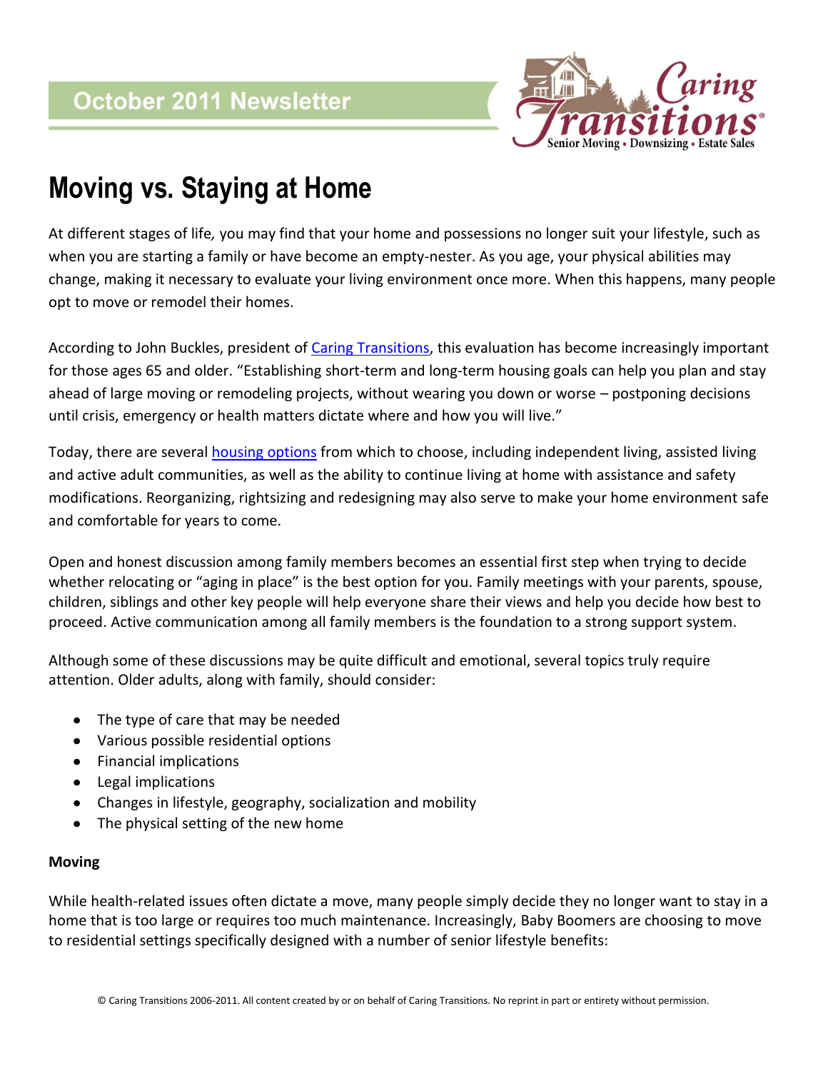October 2011 Newsletter

Caring Transitions
Senior Moving • Downsizing • Estate Sales

# Moving vs. Staying at Home

At different stages of life, you may find that your home and possessions no longer suit your lifestyle, such as when you are starting a family or have become an empty-nester. As you age, your physical abilities may change, making it necessary to evaluate your living environment once more. When this happens, many people opt to move or remodel their homes.

According to John Buckles, president of Caring Transitions, this evaluation has become increasingly important for those ages 65 and older. "Establishing short-term and long-term housing goals can help you plan and stay ahead of large moving or remodeling projects, without wearing you down or worse – postponing decisions until crisis, emergency or health matters dictate where and how you will live."

Today, there are several housing options from which to choose, including independent living, assisted living and active adult communities, as well as the ability to continue living at home with assistance and safety modifications. Reorganizing, rightsizing and redesigning may also serve to make your home environment safe and comfortable for years to come.

Open and honest discussion among family members becomes an essential first step when trying to decide whether relocating or "aging in place" is the best option for you. Family meetings with your parents, spouse, children, siblings and other key people will help everyone share their views and help you decide how best to proceed. Active communication among all family members is the foundation to a strong support system.

Although some of these discussions may be quite difficult and emotional, several topics truly require attention. Older adults, along with family, should consider:

- The type of care that may be needed
- Various possible residential options
- Financial implications
- Legal implications
- Changes in lifestyle, geography, socialization and mobility
- The physical setting of the new home

**Moving**

While health-related issues often dictate a move, many people simply decide they no longer want to stay in a home that is too large or requires too much maintenance. Increasingly, Baby Boomers are choosing to move to residential settings specifically designed with a number of senior lifestyle benefits:

© Caring Transitions 2006-2011. All content created by or on behalf of Caring Transitions. No reprint in part or entirety without permission.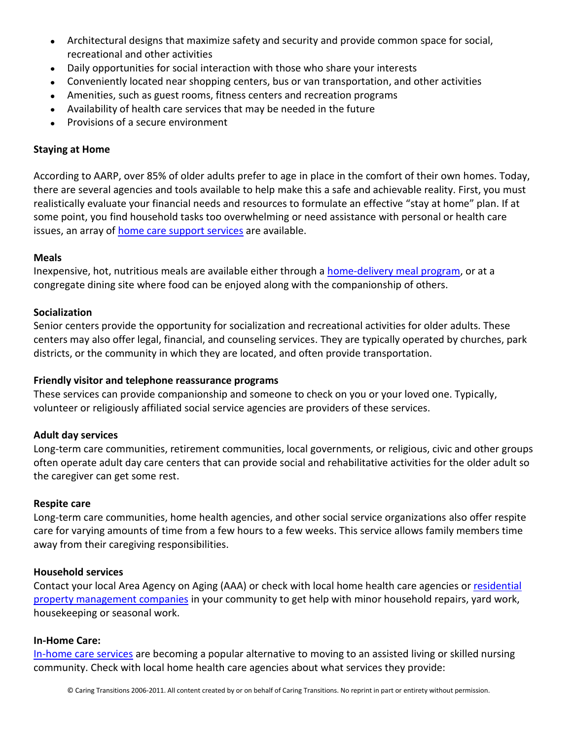- Architectural designs that maximize safety and security and provide common space for social, recreational and other activities
- Daily opportunities for social interaction with those who share your interests
- Conveniently located near shopping centers, bus or van transportation, and other activities
- Amenities, such as guest rooms, fitness centers and recreation programs
- Availability of health care services that may be needed in the future
- Provisions of a secure environment

**Staying at Home**

According to AARP, over 85% of older adults prefer to age in place in the comfort of their own homes. Today, there are several agencies and tools available to help make this a safe and achievable reality. First, you must realistically evaluate your financial needs and resources to formulate an effective "stay at home" plan. If at some point, you find household tasks too overwhelming or need assistance with personal or health care issues, an array of home care support services are available.

**Meals**
Inexpensive, hot, nutritious meals are available either through a home-delivery meal program, or at a congregate dining site where food can be enjoyed along with the companionship of others.

**Socialization**
Senior centers provide the opportunity for socialization and recreational activities for older adults. These centers may also offer legal, financial, and counseling services. They are typically operated by churches, park districts, or the community in which they are located, and often provide transportation.

**Friendly visitor and telephone reassurance programs**
These services can provide companionship and someone to check on you or your loved one. Typically, volunteer or religiously affiliated social service agencies are providers of these services.

**Adult day services**
Long-term care communities, retirement communities, local governments, or religious, civic and other groups often operate adult day care centers that can provide social and rehabilitative activities for the older adult so the caregiver can get some rest.

**Respite care**
Long-term care communities, home health agencies, and other social service organizations also offer respite care for varying amounts of time from a few hours to a few weeks. This service allows family members time away from their caregiving responsibilities.

**Household services**
Contact your local Area Agency on Aging (AAA) or check with local home health care agencies or residential property management companies in your community to get help with minor household repairs, yard work, housekeeping or seasonal work.

**In-Home Care:**
In-home care services are becoming a popular alternative to moving to an assisted living or skilled nursing community. Check with local home health care agencies about what services they provide: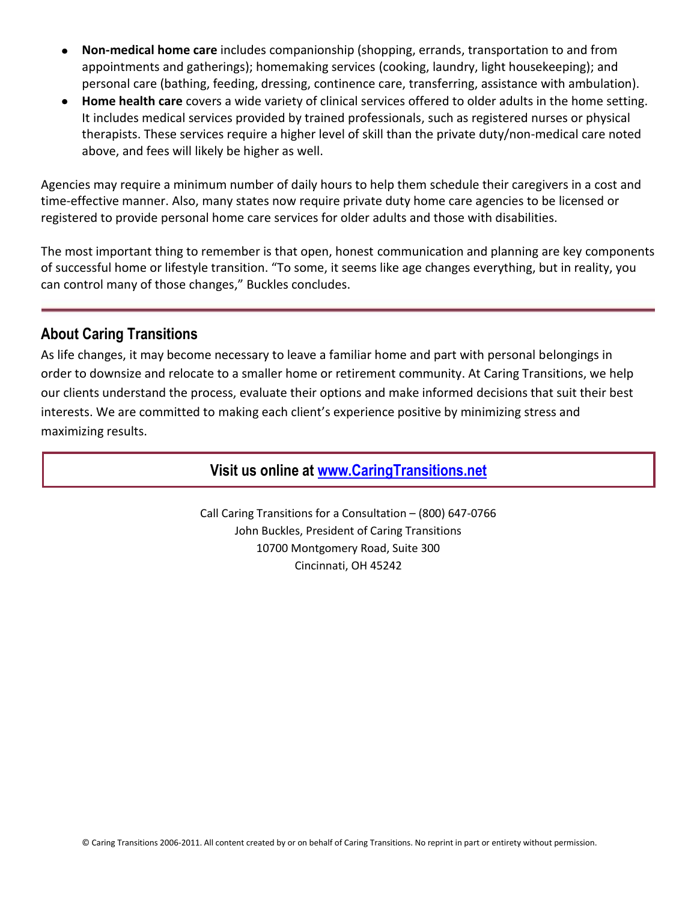- **Non-medical home care** includes companionship (shopping, errands, transportation to and from appointments and gatherings); homemaking services (cooking, laundry, light housekeeping); and personal care (bathing, feeding, dressing, continence care, transferring, assistance with ambulation).
- **Home health care** covers a wide variety of clinical services offered to older adults in the home setting. It includes medical services provided by trained professionals, such as registered nurses or physical therapists. These services require a higher level of skill than the private duty/non-medical care noted above, and fees will likely be higher as well.

Agencies may require a minimum number of daily hours to help them schedule their caregivers in a cost and time-effective manner. Also, many states now require private duty home care agencies to be licensed or registered to provide personal home care services for older adults and those with disabilities.

The most important thing to remember is that open, honest communication and planning are key components of successful home or lifestyle transition. “To some, it seems like age changes everything, but in reality, you can control many of those changes,” Buckles concludes.

---

## About Caring Transitions

As life changes, it may become necessary to leave a familiar home and part with personal belongings in order to downsize and relocate to a smaller home or retirement community. At Caring Transitions, we help our clients understand the process, evaluate their options and make informed decisions that suit their best interests. We are committed to making each client’s experience positive by minimizing stress and maximizing results.

**Visit us online at [www.CaringTransitions.net](http://www.CaringTransitions.net)**

Call Caring Transitions for a Consultation – (800) 647-0766
John Buckles, President of Caring Transitions
10700 Montgomery Road, Suite 300
Cincinnati, OH 45242

© Caring Transitions 2006-2011. All content created by or on behalf of Caring Transitions. No reprint in part or entirety without permission.